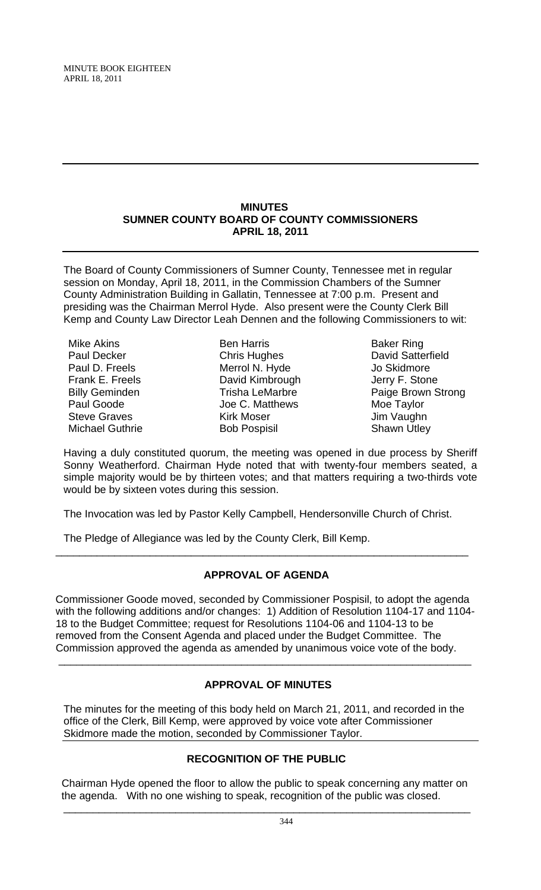## MINUTES
## SUMNER COUNTY BOARD OF COUNTY COMMISSIONERS
## APRIL 18, 2011

The Board of County Commissioners of Sumner County, Tennessee met in regular session on Monday, April 18, 2011, in the Commission Chambers of the Sumner County Administration Building in Gallatin, Tennessee at 7:00 p.m. Present and presiding was the Chairman Merrol Hyde. Also present were the County Clerk Bill Kemp and County Law Director Leah Dennen and the following Commissioners to wit:

| | | |
|---|---|---|
| Mike Akins | Ben Harris | Baker Ring |
| Paul Decker | Chris Hughes | David Satterfield |
| Paul D. Freels | Merrol N. Hyde | Jo Skidmore |
| Frank E. Freels | David Kimbrough | Jerry F. Stone |
| Billy Geminden | Trisha LeMarbre | Paige Brown Strong |
| Paul Goode | Joe C. Matthews | Moe Taylor |
| Steve Graves | Kirk Moser | Jim Vaughn |
| Michael Guthrie | Bob Pospisil | Shawn Utley |

Having a duly constituted quorum, the meeting was opened in due process by Sheriff Sonny Weatherford. Chairman Hyde noted that with twenty-four members seated, a simple majority would be by thirteen votes; and that matters requiring a two-thirds vote would be by sixteen votes during this session.

The Invocation was led by Pastor Kelly Campbell, Hendersonville Church of Christ.

The Pledge of Allegiance was led by the County Clerk, Bill Kemp.

---

### APPROVAL OF AGENDA

Commissioner Goode moved, seconded by Commissioner Pospisil, to adopt the agenda with the following additions and/or changes: 1) Addition of Resolution 1104-17 and 1104-18 to the Budget Committee; request for Resolutions 1104-06 and 1104-13 to be removed from the Consent Agenda and placed under the Budget Committee. The Commission approved the agenda as amended by unanimous voice vote of the body.

---

### APPROVAL OF MINUTES

The minutes for the meeting of this body held on March 21, 2011, and recorded in the office of the Clerk, Bill Kemp, were approved by voice vote after Commissioner Skidmore made the motion, seconded by Commissioner Taylor.

---

### RECOGNITION OF THE PUBLIC

Chairman Hyde opened the floor to allow the public to speak concerning any matter on the agenda. With no one wishing to speak, recognition of the public was closed.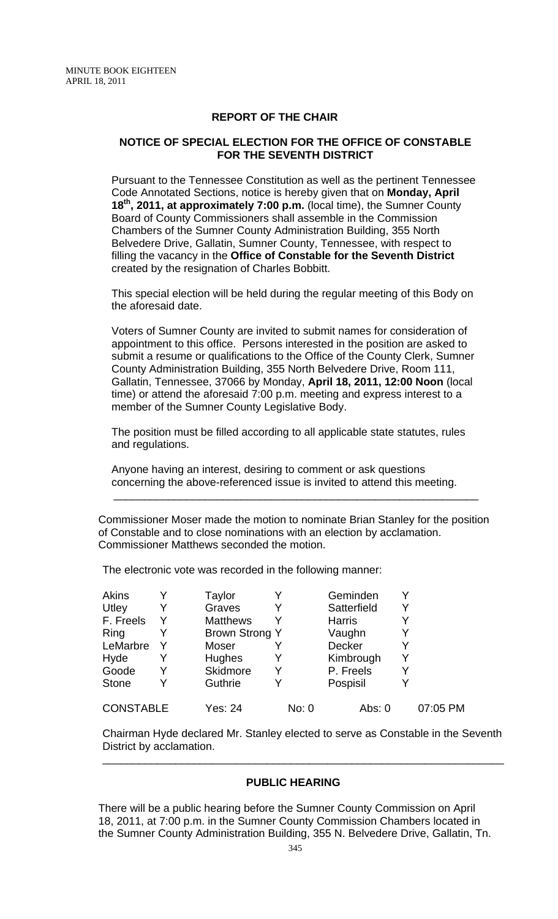## REPORT OF THE CHAIR

### NOTICE OF SPECIAL ELECTION FOR THE OFFICE OF CONSTABLE FOR THE SEVENTH DISTRICT

Pursuant to the Tennessee Constitution as well as the pertinent Tennessee Code Annotated Sections, notice is hereby given that on **Monday, April 18th, 2011, at approximately 7:00 p.m.** (local time), the Sumner County Board of County Commissioners shall assemble in the Commission Chambers of the Sumner County Administration Building, 355 North Belvedere Drive, Gallatin, Sumner County, Tennessee, with respect to filling the vacancy in the **Office of Constable for the Seventh District** created by the resignation of Charles Bobbitt.

This special election will be held during the regular meeting of this Body on the aforesaid date.

Voters of Sumner County are invited to submit names for consideration of appointment to this office. Persons interested in the position are asked to submit a resume or qualifications to the Office of the County Clerk, Sumner County Administration Building, 355 North Belvedere Drive, Room 111, Gallatin, Tennessee, 37066 by Monday, **April 18, 2011, 12:00 Noon** (local time) or attend the aforesaid 7:00 p.m. meeting and express interest to a member of the Sumner County Legislative Body.

The position must be filled according to all applicable state statutes, rules and regulations.

Anyone having an interest, desiring to comment or ask questions concerning the above-referenced issue is invited to attend this meeting.

---

Commissioner Moser made the motion to nominate Brian Stanley for the position of Constable and to close nominations with an election by acclamation. Commissioner Matthews seconded the motion.

The electronic vote was recorded in the following manner:

| | | | | | |
|---|---|---|---|---|---|
| Akins | Y | Taylor | Y | Geminden | Y |
| Utley | Y | Graves | Y | Satterfield | Y |
| F. Freels | Y | Matthews | Y | Harris | Y |
| Ring | Y | Brown Strong | Y | Vaughn | Y |
| LeMarbre | Y | Moser | Y | Decker | Y |
| Hyde | Y | Hughes | Y | Kimbrough | Y |
| Goode | Y | Skidmore | Y | P. Freels | Y |
| Stone | Y | Guthrie | Y | Pospisil | Y |

CONSTABLE Yes: 24 No: 0 Abs: 0 07:05 PM

Chairman Hyde declared Mr. Stanley elected to serve as Constable in the Seventh District by acclamation.

---

## PUBLIC HEARING

There will be a public hearing before the Sumner County Commission on April 18, 2011, at 7:00 p.m. in the Sumner County Commission Chambers located in the Sumner County Administration Building, 355 N. Belvedere Drive, Gallatin, Tn.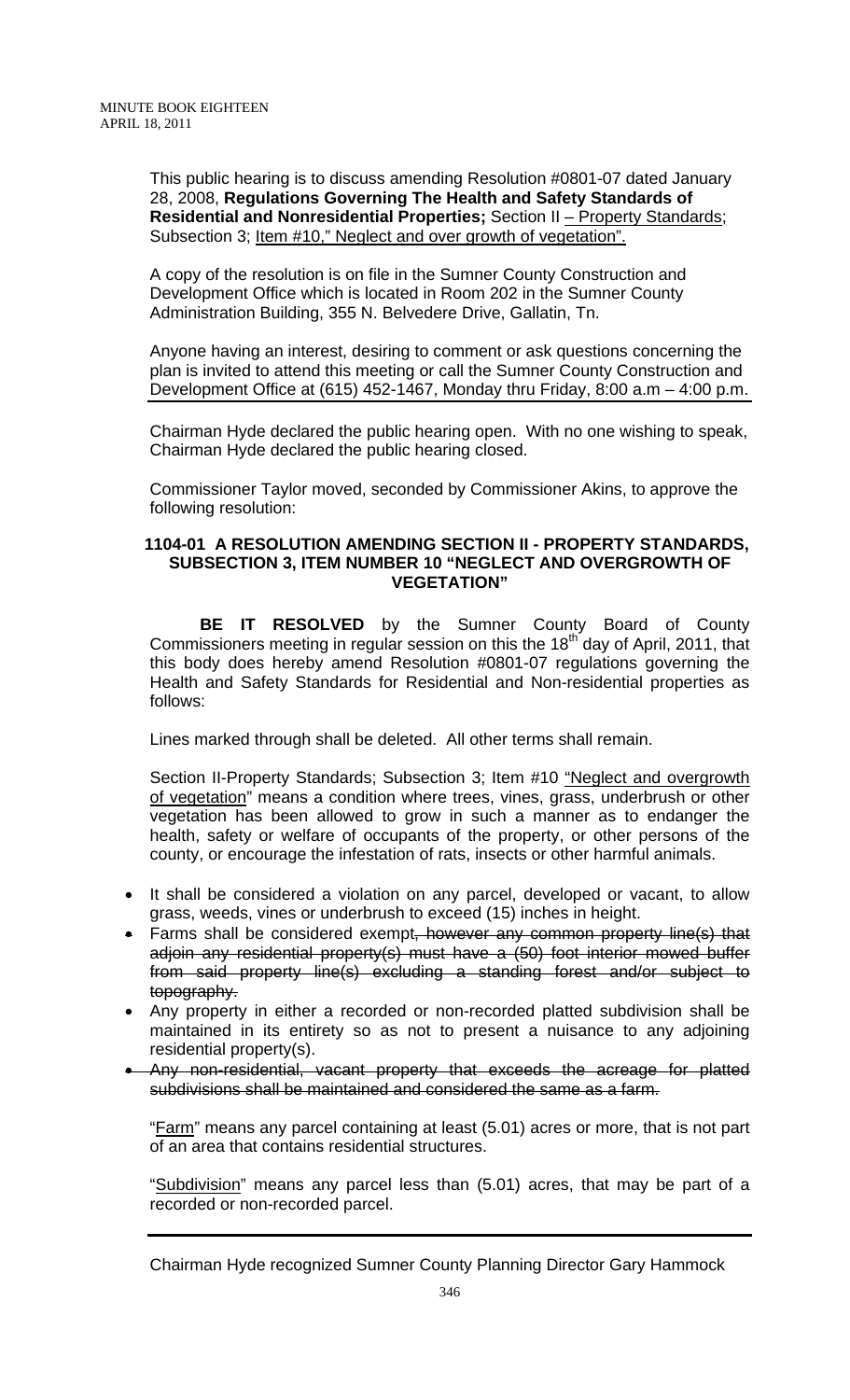This public hearing is to discuss amending Resolution #0801-07 dated January 28, 2008, **Regulations Governing The Health and Safety Standards of Residential and Nonresidential Properties;** Section II – Property Standards; Subsection 3; Item #10," Neglect and over growth of vegetation".

A copy of the resolution is on file in the Sumner County Construction and Development Office which is located in Room 202 in the Sumner County Administration Building, 355 N. Belvedere Drive, Gallatin, Tn.

Anyone having an interest, desiring to comment or ask questions concerning the plan is invited to attend this meeting or call the Sumner County Construction and Development Office at (615) 452-1467, Monday thru Friday, 8:00 a.m – 4:00 p.m.

Chairman Hyde declared the public hearing open. With no one wishing to speak, Chairman Hyde declared the public hearing closed.

Commissioner Taylor moved, seconded by Commissioner Akins, to approve the following resolution:

**1104-01 A RESOLUTION AMENDING SECTION II - PROPERTY STANDARDS, SUBSECTION 3, ITEM NUMBER 10 "NEGLECT AND OVERGROWTH OF VEGETATION"**

**BE IT RESOLVED** by the Sumner County Board of County Commissioners meeting in regular session on this the 18th day of April, 2011, that this body does hereby amend Resolution #0801-07 regulations governing the Health and Safety Standards for Residential and Non-residential properties as follows:

Lines marked through shall be deleted. All other terms shall remain.

Section II-Property Standards; Subsection 3; Item #10 "Neglect and overgrowth of vegetation" means a condition where trees, vines, grass, underbrush or other vegetation has been allowed to grow in such a manner as to endanger the health, safety or welfare of occupants of the property, or other persons of the county, or encourage the infestation of rats, insects or other harmful animals.

- It shall be considered a violation on any parcel, developed or vacant, to allow grass, weeds, vines or underbrush to exceed (15) inches in height.
- Farms shall be considered exempt~~, however any common property line(s) that adjoin any residential property(s) must have a (50) foot interior mowed buffer from said property line(s) excluding a standing forest and/or subject to topography.~~
- Any property in either a recorded or non-recorded platted subdivision shall be maintained in its entirety so as not to present a nuisance to any adjoining residential property(s).
- ~~Any non-residential, vacant property that exceeds the acreage for platted subdivisions shall be maintained and considered the same as a farm.~~

"Farm" means any parcel containing at least (5.01) acres or more, that is not part of an area that contains residential structures.

"Subdivision" means any parcel less than (5.01) acres, that may be part of a recorded or non-recorded parcel.

---

Chairman Hyde recognized Sumner County Planning Director Gary Hammock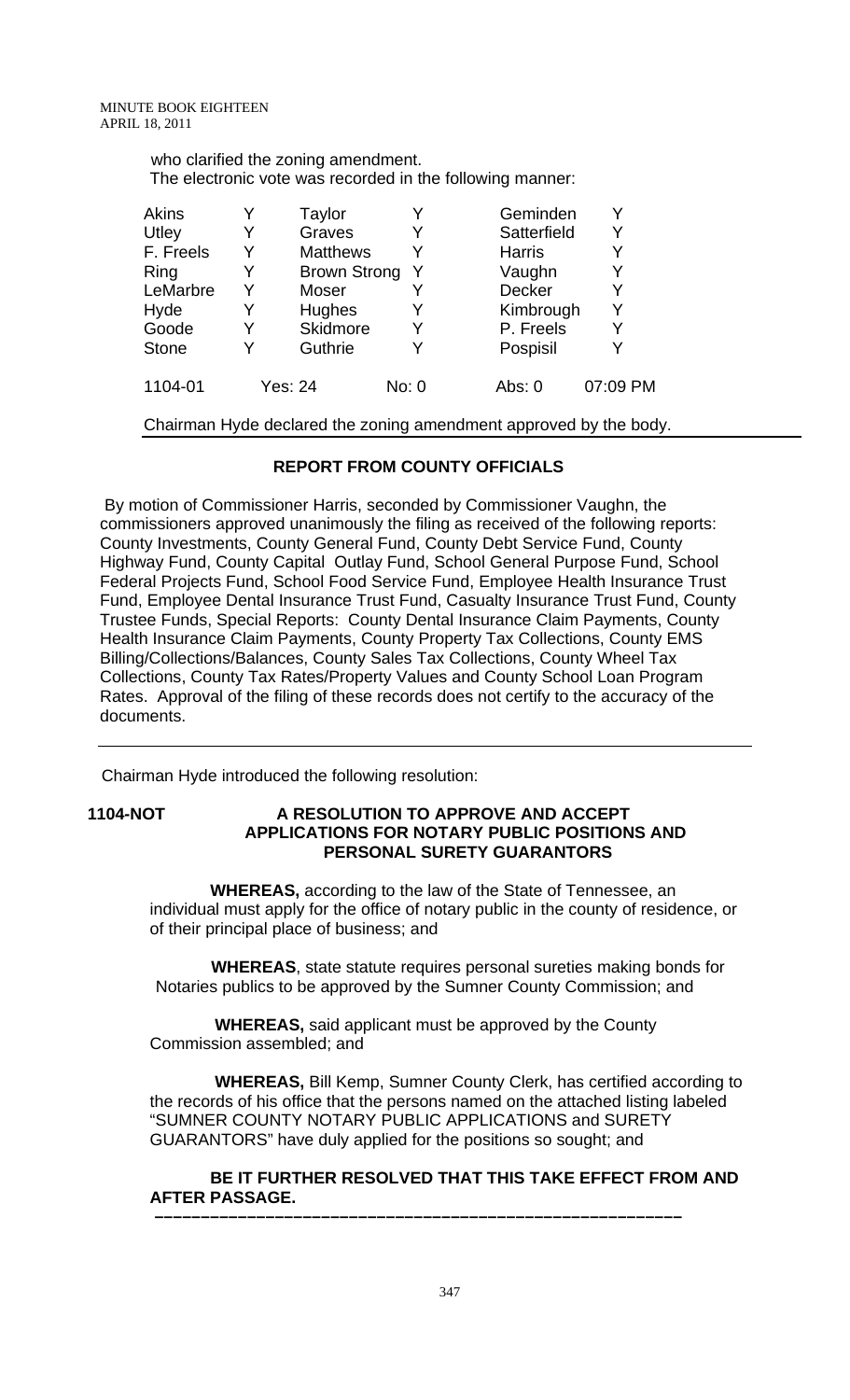who clarified the zoning amendment.
The electronic vote was recorded in the following manner:

| | | | | | |
|---|---|---|---|---|---|
| Akins | Y | Taylor | Y | Geminden | Y |
| Utley | Y | Graves | Y | Satterfield | Y |
| F. Freels | Y | Matthews | Y | Harris | Y |
| Ring | Y | Brown Strong | Y | Vaughn | Y |
| LeMarbre | Y | Moser | Y | Decker | Y |
| Hyde | Y | Hughes | Y | Kimbrough | Y |
| Goode | Y | Skidmore | Y | P. Freels | Y |
| Stone | Y | Guthrie | Y | Pospisil | Y |

1104-01 Yes: 24 No: 0 Abs: 0 07:09 PM

Chairman Hyde declared the zoning amendment approved by the body.

## REPORT FROM COUNTY OFFICIALS

By motion of Commissioner Harris, seconded by Commissioner Vaughn, the commissioners approved unanimously the filing as received of the following reports: County Investments, County General Fund, County Debt Service Fund, County Highway Fund, County Capital Outlay Fund, School General Purpose Fund, School Federal Projects Fund, School Food Service Fund, Employee Health Insurance Trust Fund, Employee Dental Insurance Trust Fund, Casualty Insurance Trust Fund, County Trustee Funds, Special Reports: County Dental Insurance Claim Payments, County Health Insurance Claim Payments, County Property Tax Collections, County EMS Billing/Collections/Balances, County Sales Tax Collections, County Wheel Tax Collections, County Tax Rates/Property Values and County School Loan Program Rates. Approval of the filing of these records does not certify to the accuracy of the documents.

---

Chairman Hyde introduced the following resolution:

**1104-NOT** **A RESOLUTION TO APPROVE AND ACCEPT APPLICATIONS FOR NOTARY PUBLIC POSITIONS AND PERSONAL SURETY GUARANTORS**

**WHEREAS,** according to the law of the State of Tennessee, an individual must apply for the office of notary public in the county of residence, or of their principal place of business; and

**WHEREAS**, state statute requires personal sureties making bonds for Notaries publics to be approved by the Sumner County Commission; and

**WHEREAS,** said applicant must be approved by the County Commission assembled; and

**WHEREAS,** Bill Kemp, Sumner County Clerk, has certified according to the records of his office that the persons named on the attached listing labeled "SUMNER COUNTY NOTARY PUBLIC APPLICATIONS and SURETY GUARANTORS" have duly applied for the positions so sought; and

**BE IT FURTHER RESOLVED THAT THIS TAKE EFFECT FROM AND AFTER PASSAGE.**

---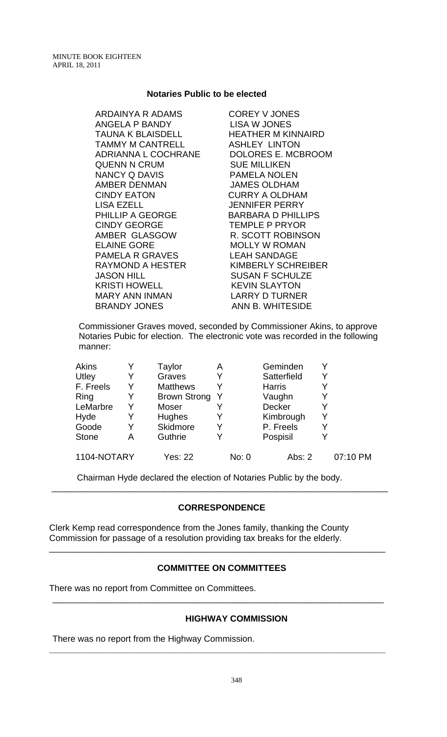### Notaries Public to be elected

| | |
|---|---|
| ARDAINYA R ADAMS | COREY V JONES |
| ANGELA P BANDY | LISA W JONES |
| TAUNA K BLAISDELL | HEATHER M KINNAIRD |
| TAMMY M CANTRELL | ASHLEY LINTON |
| ADRIANNA L COCHRANE | DOLORES E. MCBROOM |
| QUENN N CRUM | SUE MILLIKEN |
| NANCY Q DAVIS | PAMELA NOLEN |
| AMBER DENMAN | JAMES OLDHAM |
| CINDY EATON | CURRY A OLDHAM |
| LISA EZELL | JENNIFER PERRY |
| PHILLIP A GEORGE | BARBARA D PHILLIPS |
| CINDY GEORGE | TEMPLE P PRYOR |
| AMBER GLASGOW | R. SCOTT ROBINSON |
| ELAINE GORE | MOLLY W ROMAN |
| PAMELA R GRAVES | LEAH SANDAGE |
| RAYMOND A HESTER | KIMBERLY SCHREIBER |
| JASON HILL | SUSAN F SCHULZE |
| KRISTI HOWELL | KEVIN SLAYTON |
| MARY ANN INMAN | LARRY D TURNER |
| BRANDY JONES | ANN B. WHITESIDE |

Commissioner Graves moved, seconded by Commissioner Akins, to approve Notaries Pubic for election. The electronic vote was recorded in the following manner:

| | | | | | |
|---|---|---|---|---|---|
| Akins | Y | Taylor | A | Geminden | Y |
| Utley | Y | Graves | Y | Satterfield | Y |
| F. Freels | Y | Matthews | Y | Harris | Y |
| Ring | Y | Brown Strong | Y | Vaughn | Y |
| LeMarbre | Y | Moser | Y | Decker | Y |
| Hyde | Y | Hughes | Y | Kimbrough | Y |
| Goode | Y | Skidmore | Y | P. Freels | Y |
| Stone | A | Guthrie | Y | Pospisil | Y |

1104-NOTARY Yes: 22 No: 0 Abs: 2 07:10 PM

Chairman Hyde declared the election of Notaries Public by the body.

---

## CORRESPONDENCE

Clerk Kemp read correspondence from the Jones family, thanking the County Commission for passage of a resolution providing tax breaks for the elderly.

---

## COMMITTEE ON COMMITTEES

There was no report from Committee on Committees.

---

## HIGHWAY COMMISSION

There was no report from the Highway Commission.

---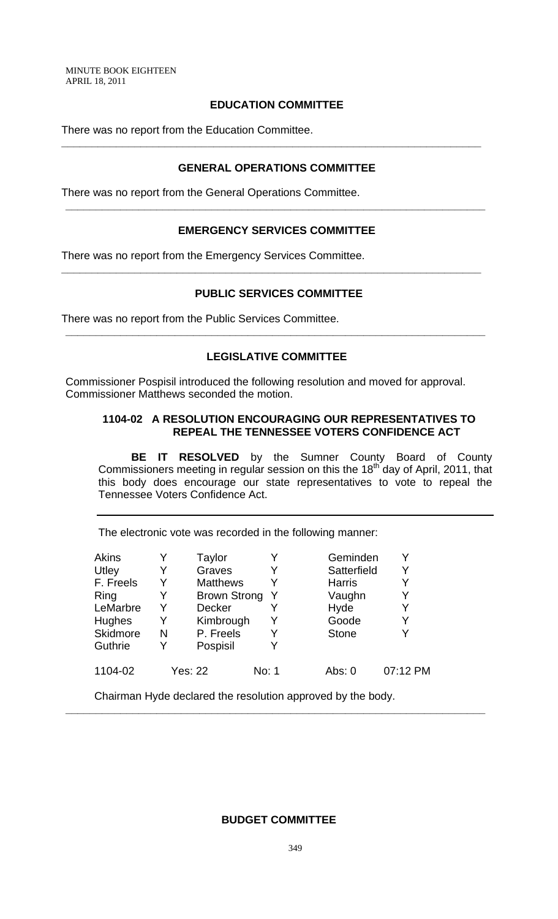MINUTE BOOK EIGHTEEN
APRIL 18, 2011

## EDUCATION COMMITTEE

There was no report from the Education Committee.

---

## GENERAL OPERATIONS COMMITTEE

There was no report from the General Operations Committee.

---

## EMERGENCY SERVICES COMMITTEE

There was no report from the Emergency Services Committee.

---

## PUBLIC SERVICES COMMITTEE

There was no report from the Public Services Committee.

---

## LEGISLATIVE COMMITTEE

Commissioner Pospisil introduced the following resolution and moved for approval. Commissioner Matthews seconded the motion.

### 1104-02 A RESOLUTION ENCOURAGING OUR REPRESENTATIVES TO REPEAL THE TENNESSEE VOTERS CONFIDENCE ACT

**BE IT RESOLVED** by the Sumner County Board of County Commissioners meeting in regular session on this the 18th day of April, 2011, that this body does encourage our state representatives to vote to repeal the Tennessee Voters Confidence Act.

---

The electronic vote was recorded in the following manner:

| | | | | | |
|---|---|---|---|---|---|
| Akins | Y | Taylor | Y | Geminden | Y |
| Utley | Y | Graves | Y | Satterfield | Y |
| F. Freels | Y | Matthews | Y | Harris | Y |
| Ring | Y | Brown Strong | Y | Vaughn | Y |
| LeMarbre | Y | Decker | Y | Hyde | Y |
| Hughes | Y | Kimbrough | Y | Goode | Y |
| Skidmore | N | P. Freels | Y | Stone | Y |
| Guthrie | Y | Pospisil | Y | | |
| 1104-02 | Yes: 22 | | No: 1 | Abs: 0 | 07:12 PM |

Chairman Hyde declared the resolution approved by the body.

---

## BUDGET COMMITTEE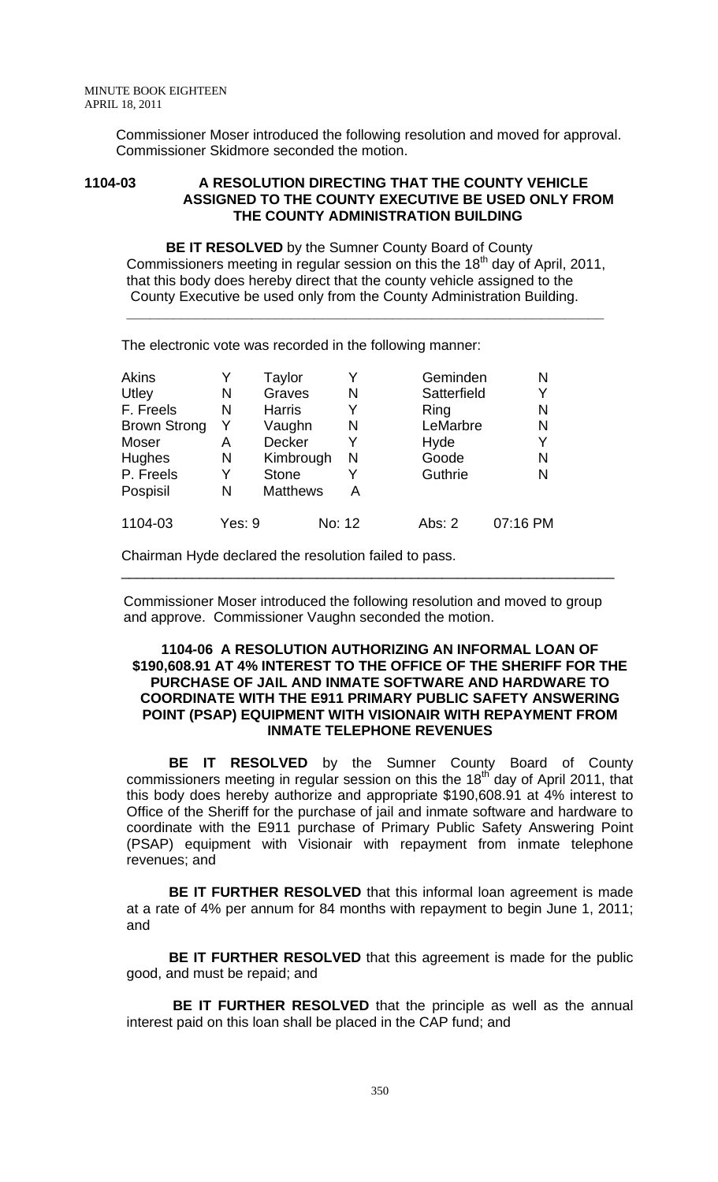Commissioner Moser introduced the following resolution and moved for approval. Commissioner Skidmore seconded the motion.

**1104-03 A RESOLUTION DIRECTING THAT THE COUNTY VEHICLE ASSIGNED TO THE COUNTY EXECUTIVE BE USED ONLY FROM THE COUNTY ADMINISTRATION BUILDING**

**BE IT RESOLVED** by the Sumner County Board of County Commissioners meeting in regular session on this the 18th day of April, 2011, that this body does hereby direct that the county vehicle assigned to the County Executive be used only from the County Administration Building.

---

The electronic vote was recorded in the following manner:

| | | | | | |
|---|---|---|---|---|---|
| Akins | Y | Taylor | Y | Geminden | N |
| Utley | N | Graves | N | Satterfield | Y |
| F. Freels | N | Harris | Y | Ring | N |
| Brown Strong | Y | Vaughn | N | LeMarbre | N |
| Moser | A | Decker | Y | Hyde | Y |
| Hughes | N | Kimbrough | N | Goode | N |
| P. Freels | Y | Stone | Y | Guthrie | N |
| Pospisil | N | Matthews | A | | |
| 1104-03 | Yes: 9 | | No: 12 | Abs: 2 | 07:16 PM |

Chairman Hyde declared the resolution failed to pass.

---

Commissioner Moser introduced the following resolution and moved to group and approve. Commissioner Vaughn seconded the motion.

**1104-06 A RESOLUTION AUTHORIZING AN INFORMAL LOAN OF $190,608.91 AT 4% INTEREST TO THE OFFICE OF THE SHERIFF FOR THE PURCHASE OF JAIL AND INMATE SOFTWARE AND HARDWARE TO COORDINATE WITH THE E911 PRIMARY PUBLIC SAFETY ANSWERING POINT (PSAP) EQUIPMENT WITH VISIONAIR WITH REPAYMENT FROM INMATE TELEPHONE REVENUES**

**BE IT RESOLVED** by the Sumner County Board of County commissioners meeting in regular session on this the 18th day of April 2011, that this body does hereby authorize and appropriate $190,608.91 at 4% interest to Office of the Sheriff for the purchase of jail and inmate software and hardware to coordinate with the E911 purchase of Primary Public Safety Answering Point (PSAP) equipment with Visionair with repayment from inmate telephone revenues; and

**BE IT FURTHER RESOLVED** that this informal loan agreement is made at a rate of 4% per annum for 84 months with repayment to begin June 1, 2011; and

**BE IT FURTHER RESOLVED** that this agreement is made for the public good, and must be repaid; and

**BE IT FURTHER RESOLVED** that the principle as well as the annual interest paid on this loan shall be placed in the CAP fund; and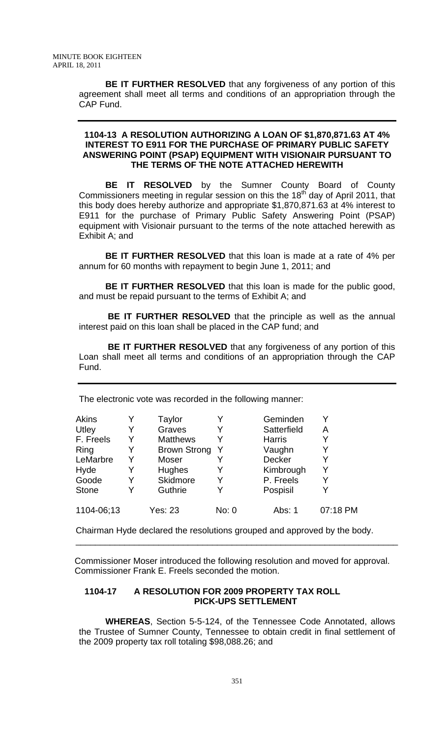**BE IT FURTHER RESOLVED** that any forgiveness of any portion of this agreement shall meet all terms and conditions of an appropriation through the CAP Fund.

---

**1104-13 A RESOLUTION AUTHORIZING A LOAN OF $1,870,871.63 AT 4% INTEREST TO E911 FOR THE PURCHASE OF PRIMARY PUBLIC SAFETY ANSWERING POINT (PSAP) EQUIPMENT WITH VISIONAIR PURSUANT TO THE TERMS OF THE NOTE ATTACHED HEREWITH**

**BE IT RESOLVED** by the Sumner County Board of County Commissioners meeting in regular session on this the 18th day of April 2011, that this body does hereby authorize and appropriate $1,870,871.63 at 4% interest to E911 for the purchase of Primary Public Safety Answering Point (PSAP) equipment with Visionair pursuant to the terms of the note attached herewith as Exhibit A; and

**BE IT FURTHER RESOLVED** that this loan is made at a rate of 4% per annum for 60 months with repayment to begin June 1, 2011; and

**BE IT FURTHER RESOLVED** that this loan is made for the public good, and must be repaid pursuant to the terms of Exhibit A; and

**BE IT FURTHER RESOLVED** that the principle as well as the annual interest paid on this loan shall be placed in the CAP fund; and

**BE IT FURTHER RESOLVED** that any forgiveness of any portion of this Loan shall meet all terms and conditions of an appropriation through the CAP Fund.

---

The electronic vote was recorded in the following manner:

| | | | | | |
|---|---|---|---|---|---|
| Akins | Y | Taylor | Y | Geminden | Y |
| Utley | Y | Graves | Y | Satterfield | A |
| F. Freels | Y | Matthews | Y | Harris | Y |
| Ring | Y | Brown Strong | Y | Vaughn | Y |
| LeMarbre | Y | Moser | Y | Decker | Y |
| Hyde | Y | Hughes | Y | Kimbrough | Y |
| Goode | Y | Skidmore | Y | P. Freels | Y |
| Stone | Y | Guthrie | Y | Pospisil | Y |

1104-06;13 Yes: 23 No: 0 Abs: 1 07:18 PM

Chairman Hyde declared the resolutions grouped and approved by the body.

---

Commissioner Moser introduced the following resolution and moved for approval. Commissioner Frank E. Freels seconded the motion.

**1104-17 A RESOLUTION FOR 2009 PROPERTY TAX ROLL PICK-UPS SETTLEMENT**

**WHEREAS**, Section 5-5-124, of the Tennessee Code Annotated, allows the Trustee of Sumner County, Tennessee to obtain credit in final settlement of the 2009 property tax roll totaling $98,088.26; and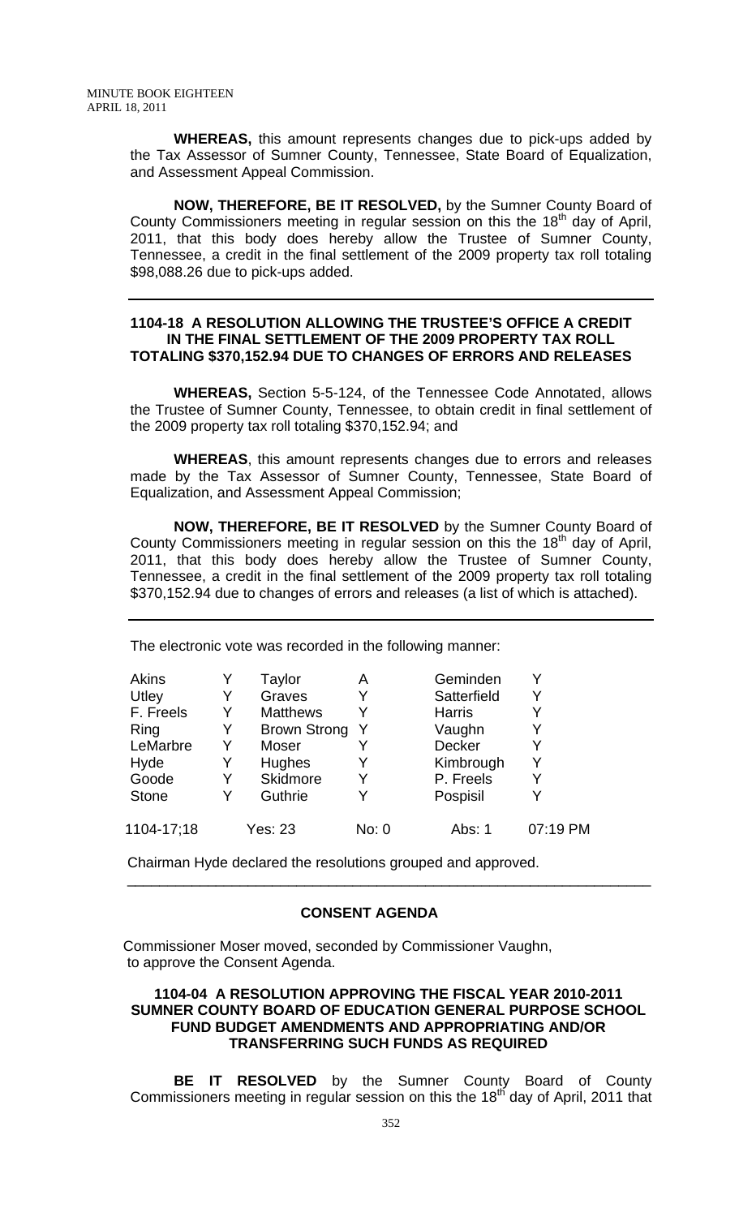**WHEREAS,** this amount represents changes due to pick-ups added by the Tax Assessor of Sumner County, Tennessee, State Board of Equalization, and Assessment Appeal Commission.

**NOW, THEREFORE, BE IT RESOLVED,** by the Sumner County Board of County Commissioners meeting in regular session on this the 18th day of April, 2011, that this body does hereby allow the Trustee of Sumner County, Tennessee, a credit in the final settlement of the 2009 property tax roll totaling $98,088.26 due to pick-ups added.

---

**1104-18 A RESOLUTION ALLOWING THE TRUSTEE'S OFFICE A CREDIT IN THE FINAL SETTLEMENT OF THE 2009 PROPERTY TAX ROLL TOTALING $370,152.94 DUE TO CHANGES OF ERRORS AND RELEASES**

**WHEREAS,** Section 5-5-124, of the Tennessee Code Annotated, allows the Trustee of Sumner County, Tennessee, to obtain credit in final settlement of the 2009 property tax roll totaling $370,152.94; and

**WHEREAS**, this amount represents changes due to errors and releases made by the Tax Assessor of Sumner County, Tennessee, State Board of Equalization, and Assessment Appeal Commission;

**NOW, THEREFORE, BE IT RESOLVED** by the Sumner County Board of County Commissioners meeting in regular session on this the 18th day of April, 2011, that this body does hereby allow the Trustee of Sumner County, Tennessee, a credit in the final settlement of the 2009 property tax roll totaling $370,152.94 due to changes of errors and releases (a list of which is attached).

---

The electronic vote was recorded in the following manner:

| | | | | | |
|---|---|---|---|---|---|
| Akins | Y | Taylor | A | Geminden | Y |
| Utley | Y | Graves | Y | Satterfield | Y |
| F. Freels | Y | Matthews | Y | Harris | Y |
| Ring | Y | Brown Strong | Y | Vaughn | Y |
| LeMarbre | Y | Moser | Y | Decker | Y |
| Hyde | Y | Hughes | Y | Kimbrough | Y |
| Goode | Y | Skidmore | Y | P. Freels | Y |
| Stone | Y | Guthrie | Y | Pospisil | Y |
| 1104-17;18 | | Yes: 23 | No: 0 | Abs: 1 | 07:19 PM |

Chairman Hyde declared the resolutions grouped and approved.

---

**CONSENT AGENDA**

Commissioner Moser moved, seconded by Commissioner Vaughn, to approve the Consent Agenda.

**1104-04 A RESOLUTION APPROVING THE FISCAL YEAR 2010-2011 SUMNER COUNTY BOARD OF EDUCATION GENERAL PURPOSE SCHOOL FUND BUDGET AMENDMENTS AND APPROPRIATING AND/OR TRANSFERRING SUCH FUNDS AS REQUIRED**

**BE IT RESOLVED** by the Sumner County Board of County Commissioners meeting in regular session on this the 18th day of April, 2011 that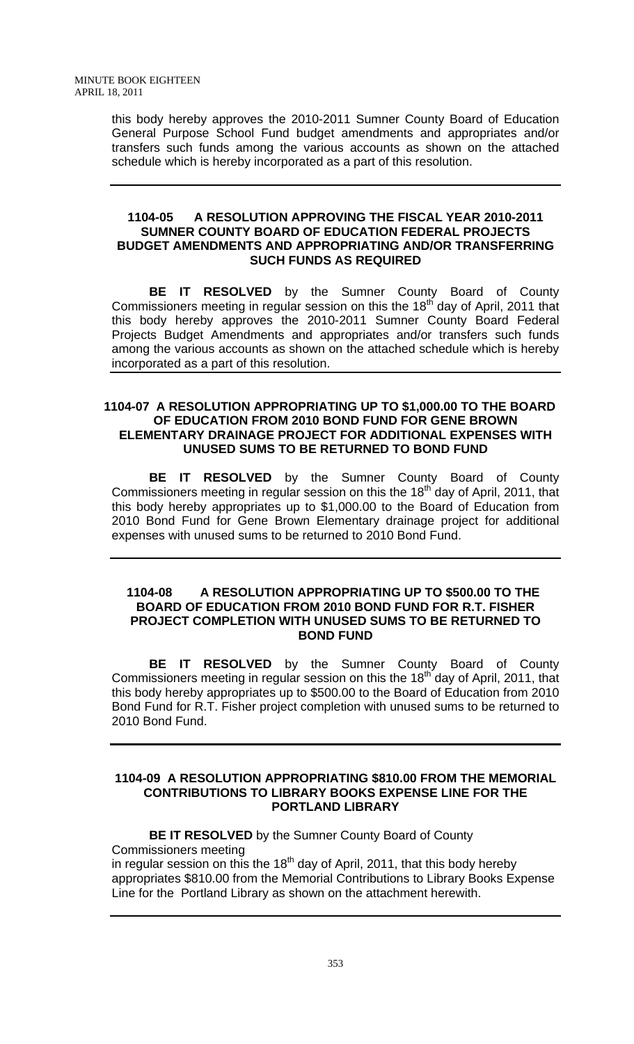this body hereby approves the 2010-2011 Sumner County Board of Education General Purpose School Fund budget amendments and appropriates and/or transfers such funds among the various accounts as shown on the attached schedule which is hereby incorporated as a part of this resolution.

---

**1104-05 A RESOLUTION APPROVING THE FISCAL YEAR 2010-2011 SUMNER COUNTY BOARD OF EDUCATION FEDERAL PROJECTS BUDGET AMENDMENTS AND APPROPRIATING AND/OR TRANSFERRING SUCH FUNDS AS REQUIRED**

**BE IT RESOLVED** by the Sumner County Board of County Commissioners meeting in regular session on this the 18th day of April, 2011 that this body hereby approves the 2010-2011 Sumner County Board Federal Projects Budget Amendments and appropriates and/or transfers such funds among the various accounts as shown on the attached schedule which is hereby incorporated as a part of this resolution.

---

**1104-07 A RESOLUTION APPROPRIATING UP TO $1,000.00 TO THE BOARD OF EDUCATION FROM 2010 BOND FUND FOR GENE BROWN ELEMENTARY DRAINAGE PROJECT FOR ADDITIONAL EXPENSES WITH UNUSED SUMS TO BE RETURNED TO BOND FUND**

**BE IT RESOLVED** by the Sumner County Board of County Commissioners meeting in regular session on this the 18th day of April, 2011, that this body hereby appropriates up to $1,000.00 to the Board of Education from 2010 Bond Fund for Gene Brown Elementary drainage project for additional expenses with unused sums to be returned to 2010 Bond Fund.

---

**1104-08 A RESOLUTION APPROPRIATING UP TO $500.00 TO THE BOARD OF EDUCATION FROM 2010 BOND FUND FOR R.T. FISHER PROJECT COMPLETION WITH UNUSED SUMS TO BE RETURNED TO BOND FUND**

**BE IT RESOLVED** by the Sumner County Board of County Commissioners meeting in regular session on this the 18th day of April, 2011, that this body hereby appropriates up to $500.00 to the Board of Education from 2010 Bond Fund for R.T. Fisher project completion with unused sums to be returned to 2010 Bond Fund.

---

**1104-09 A RESOLUTION APPROPRIATING $810.00 FROM THE MEMORIAL CONTRIBUTIONS TO LIBRARY BOOKS EXPENSE LINE FOR THE PORTLAND LIBRARY**

**BE IT RESOLVED** by the Sumner County Board of County Commissioners meeting in regular session on this the 18th day of April, 2011, that this body hereby appropriates $810.00 from the Memorial Contributions to Library Books Expense Line for the Portland Library as shown on the attachment herewith.

---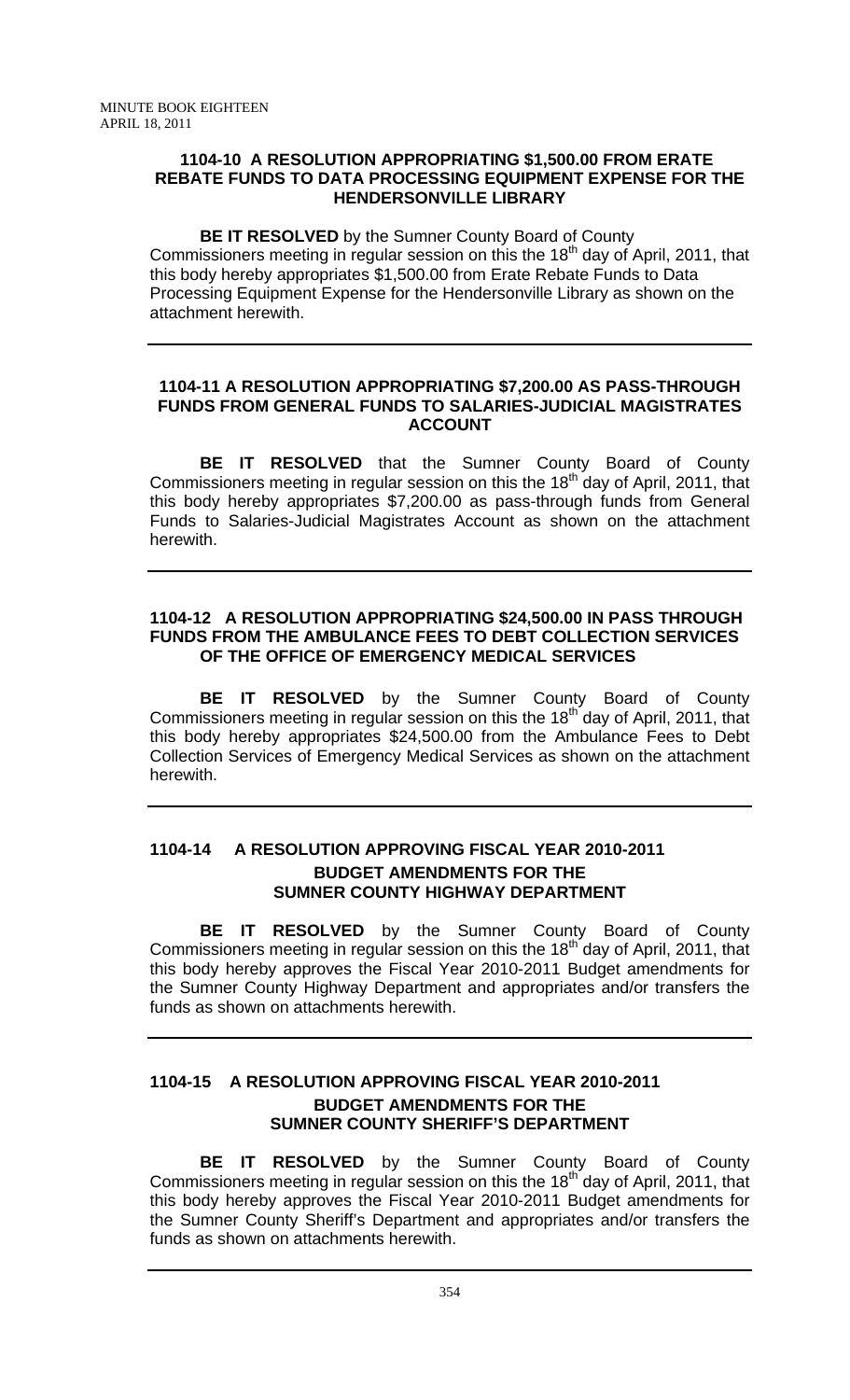### 1104-10 A RESOLUTION APPROPRIATING $1,500.00 FROM ERATE REBATE FUNDS TO DATA PROCESSING EQUIPMENT EXPENSE FOR THE HENDERSONVILLE LIBRARY

**BE IT RESOLVED** by the Sumner County Board of County Commissioners meeting in regular session on this the 18th day of April, 2011, that this body hereby appropriates $1,500.00 from Erate Rebate Funds to Data Processing Equipment Expense for the Hendersonville Library as shown on the attachment herewith.

---

### 1104-11 A RESOLUTION APPROPRIATING $7,200.00 AS PASS-THROUGH FUNDS FROM GENERAL FUNDS TO SALARIES-JUDICIAL MAGISTRATES ACCOUNT

**BE IT RESOLVED** that the Sumner County Board of County Commissioners meeting in regular session on this the 18th day of April, 2011, that this body hereby appropriates $7,200.00 as pass-through funds from General Funds to Salaries-Judicial Magistrates Account as shown on the attachment herewith.

---

### 1104-12 A RESOLUTION APPROPRIATING $24,500.00 IN PASS THROUGH FUNDS FROM THE AMBULANCE FEES TO DEBT COLLECTION SERVICES OF THE OFFICE OF EMERGENCY MEDICAL SERVICES

**BE IT RESOLVED** by the Sumner County Board of County Commissioners meeting in regular session on this the 18th day of April, 2011, that this body hereby appropriates $24,500.00 from the Ambulance Fees to Debt Collection Services of Emergency Medical Services as shown on the attachment herewith.

---

### 1104-14 A RESOLUTION APPROVING FISCAL YEAR 2010-2011 BUDGET AMENDMENTS FOR THE SUMNER COUNTY HIGHWAY DEPARTMENT

**BE IT RESOLVED** by the Sumner County Board of County Commissioners meeting in regular session on this the 18th day of April, 2011, that this body hereby approves the Fiscal Year 2010-2011 Budget amendments for the Sumner County Highway Department and appropriates and/or transfers the funds as shown on attachments herewith.

---

### 1104-15 A RESOLUTION APPROVING FISCAL YEAR 2010-2011 BUDGET AMENDMENTS FOR THE SUMNER COUNTY SHERIFF'S DEPARTMENT

**BE IT RESOLVED** by the Sumner County Board of County Commissioners meeting in regular session on this the 18th day of April, 2011, that this body hereby approves the Fiscal Year 2010-2011 Budget amendments for the Sumner County Sheriff's Department and appropriates and/or transfers the funds as shown on attachments herewith.

---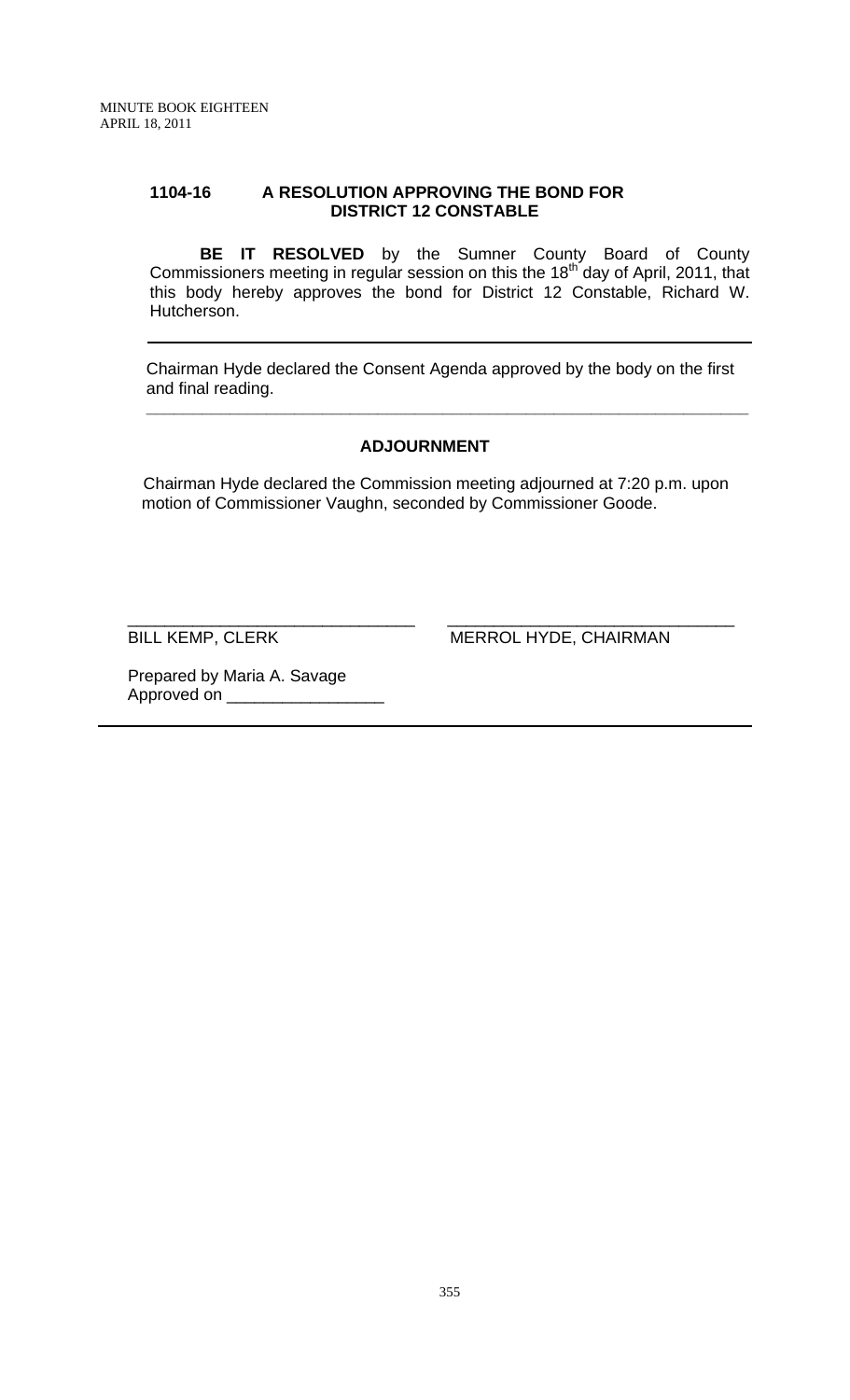## 1104-16 A RESOLUTION APPROVING THE BOND FOR DISTRICT 12 CONSTABLE

**BE IT RESOLVED** by the Sumner County Board of County Commissioners meeting in regular session on this the 18th day of April, 2011, that this body hereby approves the bond for District 12 Constable, Richard W. Hutcherson.

---

Chairman Hyde declared the Consent Agenda approved by the body on the first and final reading.

---

## ADJOURNMENT

Chairman Hyde declared the Commission meeting adjourned at 7:20 p.m. upon motion of Commissioner Vaughn, seconded by Commissioner Goode.

_______________________________ &nbsp;&nbsp;&nbsp;&nbsp; _______________________________

BILL KEMP, CLERK &nbsp;&nbsp;&nbsp;&nbsp; MERROL HYDE, CHAIRMAN

Prepared by Maria A. Savage

Approved on _________________